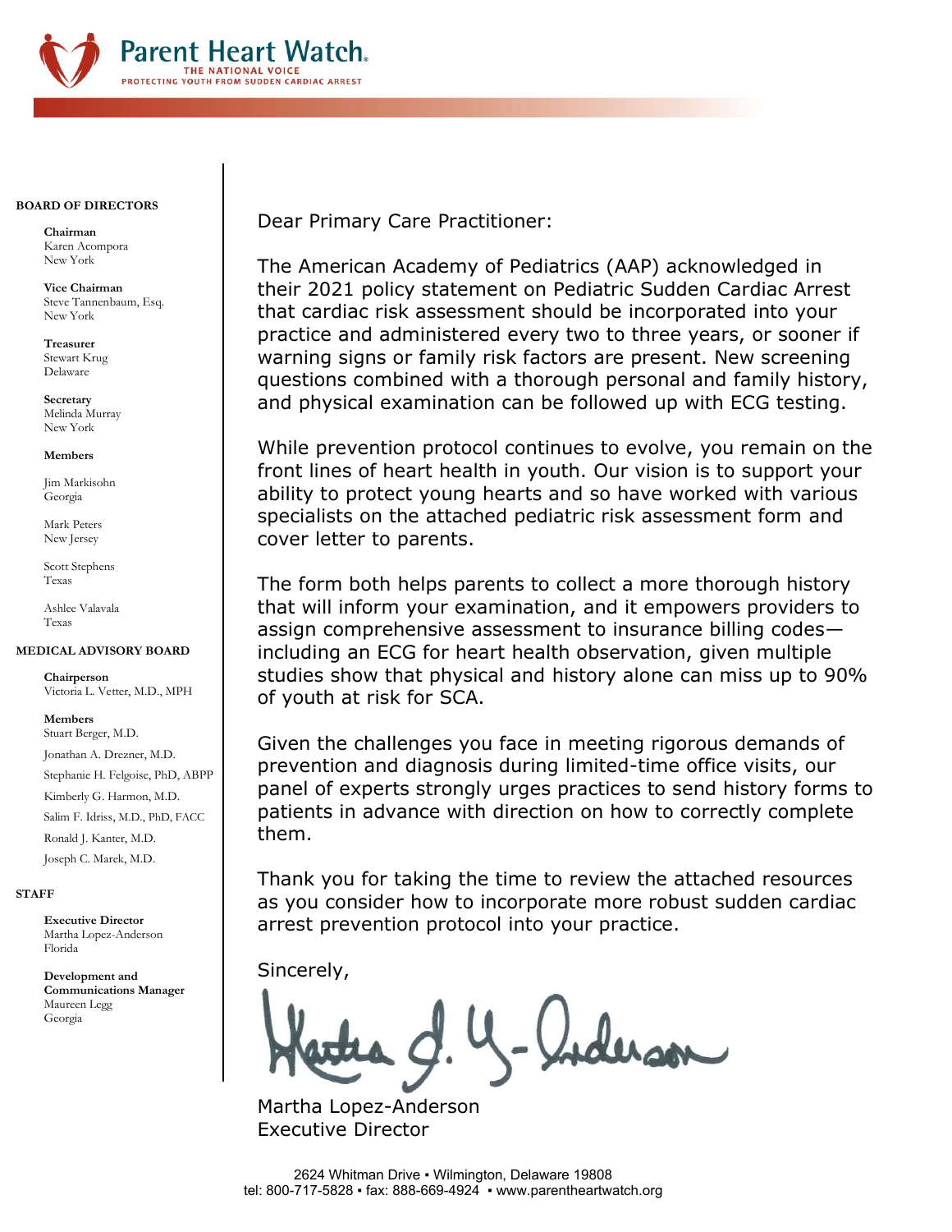# Parent Heart Watch.

THE NATIONAL VOICE
PROTECTING YOUTH FROM SUDDEN CARDIAC ARREST

**BOARD OF DIRECTORS**

**Chairman**
Karen Acompora
New York

**Vice Chairman**
Steve Tannenbaum, Esq.
New York

**Treasurer**
Stewart Krug
Delaware

**Secretary**
Melinda Murray
New York

**Members**

Jim Markisohn
Georgia

Mark Peters
New Jersey

Scott Stephens
Texas

Ashlee Valavala
Texas

**MEDICAL ADVISORY BOARD**

**Chairperson**
Victoria L. Vetter, M.D., MPH

**Members**
Stuart Berger, M.D.
Jonathan A. Drezner, M.D.
Stephanie H. Felgoise, PhD, ABPP
Kimberly G. Harmon, M.D.
Salim F. Idriss, M.D., PhD, FACC
Ronald J. Kanter, M.D.
Joseph C. Marek, M.D.

**STAFF**

**Executive Director**
Martha Lopez-Anderson
Florida

**Development and Communications Manager**
Maureen Legg
Georgia

Dear Primary Care Practitioner:

The American Academy of Pediatrics (AAP) acknowledged in their 2021 policy statement on Pediatric Sudden Cardiac Arrest that cardiac risk assessment should be incorporated into your practice and administered every two to three years, or sooner if warning signs or family risk factors are present. New screening questions combined with a thorough personal and family history, and physical examination can be followed up with ECG testing.

While prevention protocol continues to evolve, you remain on the front lines of heart health in youth. Our vision is to support your ability to protect young hearts and so have worked with various specialists on the attached pediatric risk assessment form and cover letter to parents.

The form both helps parents to collect a more thorough history that will inform your examination, and it empowers providers to assign comprehensive assessment to insurance billing codes—including an ECG for heart health observation, given multiple studies show that physical and history alone can miss up to 90% of youth at risk for SCA.

Given the challenges you face in meeting rigorous demands of prevention and diagnosis during limited-time office visits, our panel of experts strongly urges practices to send history forms to patients in advance with direction on how to correctly complete them.

Thank you for taking the time to review the attached resources as you consider how to incorporate more robust sudden cardiac arrest prevention protocol into your practice.

Sincerely,

Martha Lopez-Anderson
Executive Director

2624 Whitman Drive ▪ Wilmington, Delaware 19808
tel: 800-717-5828 ▪ fax: 888-669-4924 ▪ www.parentheartwatch.org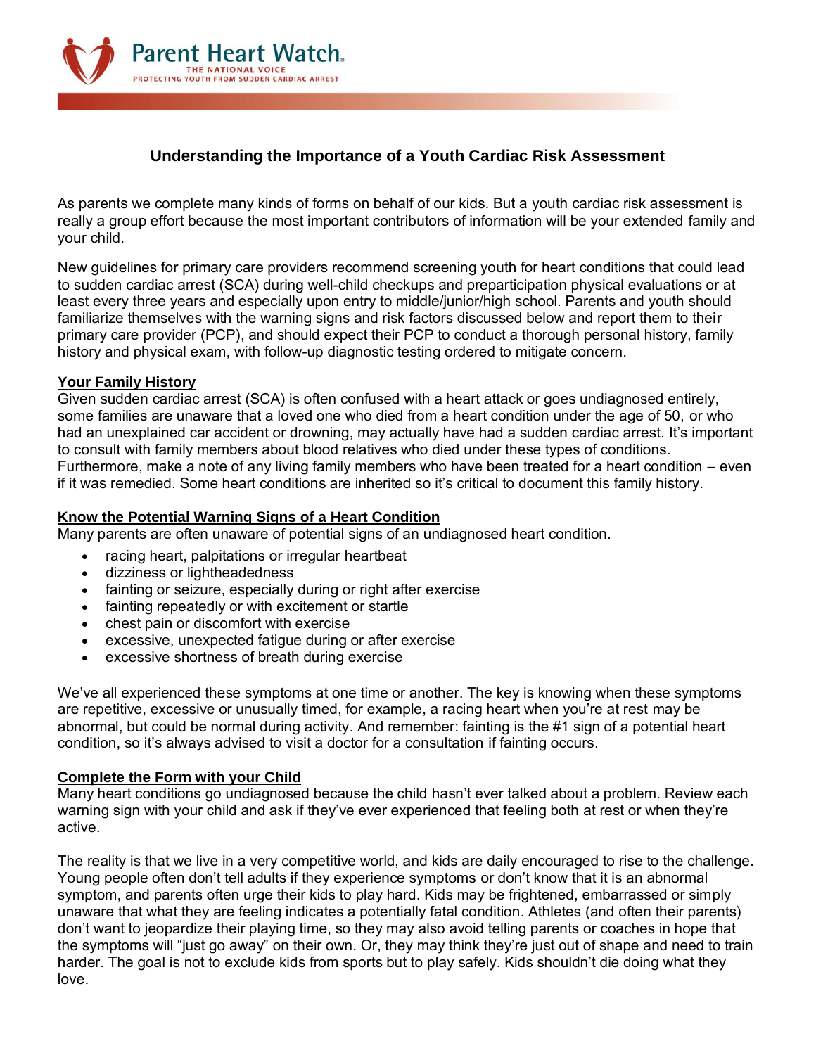# Understanding the Importance of a Youth Cardiac Risk Assessment

As parents we complete many kinds of forms on behalf of our kids. But a youth cardiac risk assessment is really a group effort because the most important contributors of information will be your extended family and your child.

New guidelines for primary care providers recommend screening youth for heart conditions that could lead to sudden cardiac arrest (SCA) during well-child checkups and preparticipation physical evaluations or at least every three years and especially upon entry to middle/junior/high school. Parents and youth should familiarize themselves with the warning signs and risk factors discussed below and report them to their primary care provider (PCP), and should expect their PCP to conduct a thorough personal history, family history and physical exam, with follow-up diagnostic testing ordered to mitigate concern.

## Your Family History

Given sudden cardiac arrest (SCA) is often confused with a heart attack or goes undiagnosed entirely, some families are unaware that a loved one who died from a heart condition under the age of 50, or who had an unexplained car accident or drowning, may actually have had a sudden cardiac arrest. It's important to consult with family members about blood relatives who died under these types of conditions. Furthermore, make a note of any living family members who have been treated for a heart condition – even if it was remedied. Some heart conditions are inherited so it's critical to document this family history.

## Know the Potential Warning Signs of a Heart Condition

Many parents are often unaware of potential signs of an undiagnosed heart condition.

- racing heart, palpitations or irregular heartbeat
- dizziness or lightheadedness
- fainting or seizure, especially during or right after exercise
- fainting repeatedly or with excitement or startle
- chest pain or discomfort with exercise
- excessive, unexpected fatigue during or after exercise
- excessive shortness of breath during exercise

We've all experienced these symptoms at one time or another. The key is knowing when these symptoms are repetitive, excessive or unusually timed, for example, a racing heart when you're at rest may be abnormal, but could be normal during activity. And remember: fainting is the #1 sign of a potential heart condition, so it's always advised to visit a doctor for a consultation if fainting occurs.

## Complete the Form with your Child

Many heart conditions go undiagnosed because the child hasn't ever talked about a problem. Review each warning sign with your child and ask if they've ever experienced that feeling both at rest or when they're active.

The reality is that we live in a very competitive world, and kids are daily encouraged to rise to the challenge. Young people often don't tell adults if they experience symptoms or don't know that it is an abnormal symptom, and parents often urge their kids to play hard. Kids may be frightened, embarrassed or simply unaware that what they are feeling indicates a potentially fatal condition. Athletes (and often their parents) don't want to jeopardize their playing time, so they may also avoid telling parents or coaches in hope that the symptoms will "just go away" on their own. Or, they may think they're just out of shape and need to train harder. The goal is not to exclude kids from sports but to play safely. Kids shouldn't die doing what they love.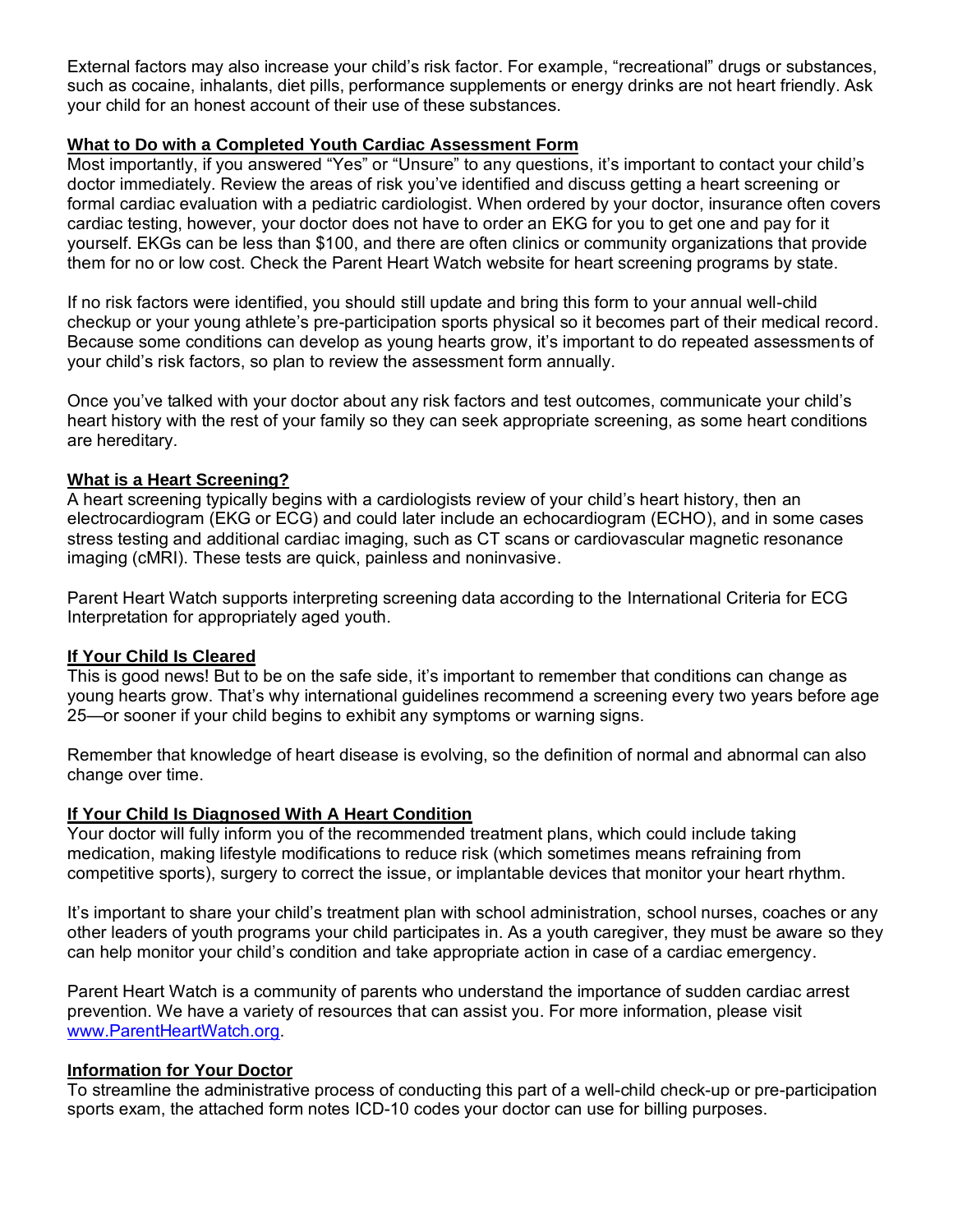External factors may also increase your child's risk factor. For example, "recreational" drugs or substances, such as cocaine, inhalants, diet pills, performance supplements or energy drinks are not heart friendly. Ask your child for an honest account of their use of these substances.

## What to Do with a Completed Youth Cardiac Assessment Form

Most importantly, if you answered "Yes" or "Unsure" to any questions, it's important to contact your child's doctor immediately. Review the areas of risk you've identified and discuss getting a heart screening or formal cardiac evaluation with a pediatric cardiologist. When ordered by your doctor, insurance often covers cardiac testing, however, your doctor does not have to order an EKG for you to get one and pay for it yourself. EKGs can be less than $100, and there are often clinics or community organizations that provide them for no or low cost. Check the Parent Heart Watch website for heart screening programs by state.

If no risk factors were identified, you should still update and bring this form to your annual well-child checkup or your young athlete's pre-participation sports physical so it becomes part of their medical record. Because some conditions can develop as young hearts grow, it's important to do repeated assessments of your child's risk factors, so plan to review the assessment form annually.

Once you've talked with your doctor about any risk factors and test outcomes, communicate your child's heart history with the rest of your family so they can seek appropriate screening, as some heart conditions are hereditary.

## What is a Heart Screening?

A heart screening typically begins with a cardiologists review of your child's heart history, then an electrocardiogram (EKG or ECG) and could later include an echocardiogram (ECHO), and in some cases stress testing and additional cardiac imaging, such as CT scans or cardiovascular magnetic resonance imaging (cMRI). These tests are quick, painless and noninvasive.

Parent Heart Watch supports interpreting screening data according to the International Criteria for ECG Interpretation for appropriately aged youth.

## If Your Child Is Cleared

This is good news! But to be on the safe side, it's important to remember that conditions can change as young hearts grow. That's why international guidelines recommend a screening every two years before age 25—or sooner if your child begins to exhibit any symptoms or warning signs.

Remember that knowledge of heart disease is evolving, so the definition of normal and abnormal can also change over time.

## If Your Child Is Diagnosed With A Heart Condition

Your doctor will fully inform you of the recommended treatment plans, which could include taking medication, making lifestyle modifications to reduce risk (which sometimes means refraining from competitive sports), surgery to correct the issue, or implantable devices that monitor your heart rhythm.

It's important to share your child's treatment plan with school administration, school nurses, coaches or any other leaders of youth programs your child participates in. As a youth caregiver, they must be aware so they can help monitor your child's condition and take appropriate action in case of a cardiac emergency.

Parent Heart Watch is a community of parents who understand the importance of sudden cardiac arrest prevention. We have a variety of resources that can assist you. For more information, please visit [www.ParentHeartWatch.org](http://www.ParentHeartWatch.org).

## Information for Your Doctor

To streamline the administrative process of conducting this part of a well-child check-up or pre-participation sports exam, the attached form notes ICD-10 codes your doctor can use for billing purposes.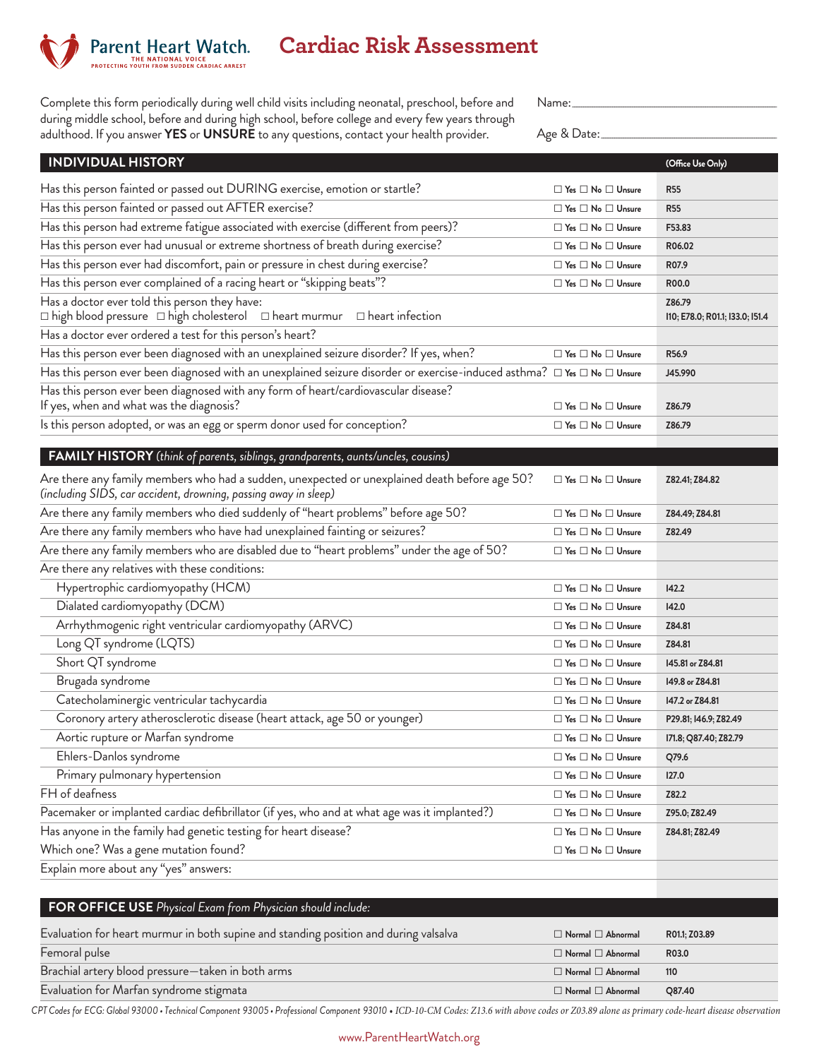Parent Heart Watch. THE NATIONAL VOICE PROTECTING YOUTH FROM SUDDEN CARDIAC ARREST

# Cardiac Risk Assessment

Complete this form periodically during well child visits including neonatal, preschool, before and during middle school, before and during high school, before college and every few years through adulthood. If you answer **YES** or **UNSURE** to any questions, contact your health provider.

Name:\_\_\_\_\_\_\_\_\_\_\_\_\_\_\_\_\_\_\_\_\_\_\_\_\_\_\_\_\_\_

Age & Date:\_\_\_\_\_\_\_\_\_\_\_\_\_\_\_\_\_\_\_\_\_\_\_\_\_\_

| INDIVIDUAL HISTORY | | (Office Use Only) |
|---|---|---|
| Has this person fainted or passed out DURING exercise, emotion or startle? | ☐ Yes ☐ No ☐ Unsure | R55 |
| Has this person fainted or passed out AFTER exercise? | ☐ Yes ☐ No ☐ Unsure | R55 |
| Has this person had extreme fatigue associated with exercise (different from peers)? | ☐ Yes ☐ No ☐ Unsure | F53.83 |
| Has this person ever had unusual or extreme shortness of breath during exercise? | ☐ Yes ☐ No ☐ Unsure | R06.02 |
| Has this person ever had discomfort, pain or pressure in chest during exercise? | ☐ Yes ☐ No ☐ Unsure | R07.9 |
| Has this person ever complained of a racing heart or "skipping beats"? | ☐ Yes ☐ No ☐ Unsure | R00.0 |
| Has a doctor ever told this person they have: ☐ high blood pressure ☐ high cholesterol ☐ heart murmur ☐ heart infection | | Z86.79 I10; E78.0; R01.1; I33.0; I51.4 |
| Has a doctor ever ordered a test for this person's heart? | | |
| Has this person ever been diagnosed with an unexplained seizure disorder? If yes, when? | ☐ Yes ☐ No ☐ Unsure | R56.9 |
| Has this person ever been diagnosed with an unexplained seizure disorder or exercise-induced asthma? | ☐ Yes ☐ No ☐ Unsure | J45.990 |
| Has this person ever been diagnosed with any form of heart/cardiovascular disease? If yes, when and what was the diagnosis? | ☐ Yes ☐ No ☐ Unsure | Z86.79 |
| Is this person adopted, or was an egg or sperm donor used for conception? | ☐ Yes ☐ No ☐ Unsure | Z86.79 |

| FAMILY HISTORY *(think of parents, siblings, grandparents, aunts/uncles, cousins)* | | |
|---|---|---|
| Are there any family members who had a sudden, unexpected or unexplained death before age 50? *(including SIDS, car accident, drowning, passing away in sleep)* | ☐ Yes ☐ No ☐ Unsure | Z82.41; Z84.82 |
| Are there any family members who died suddenly of "heart problems" before age 50? | ☐ Yes ☐ No ☐ Unsure | Z84.49; Z84.81 |
| Are there any family members who have had unexplained fainting or seizures? | ☐ Yes ☐ No ☐ Unsure | Z82.49 |
| Are there any family members who are disabled due to "heart problems" under the age of 50? | ☐ Yes ☐ No ☐ Unsure | |
| Are there any relatives with these conditions: | | |
| Hypertrophic cardiomyopathy (HCM) | ☐ Yes ☐ No ☐ Unsure | I42.2 |
| Dialated cardiomyopathy (DCM) | ☐ Yes ☐ No ☐ Unsure | I42.0 |
| Arrhythmogenic right ventricular cardiomyopathy (ARVC) | ☐ Yes ☐ No ☐ Unsure | Z84.81 |
| Long QT syndrome (LQTS) | ☐ Yes ☐ No ☐ Unsure | Z84.81 |
| Short QT syndrome | ☐ Yes ☐ No ☐ Unsure | I45.81 or Z84.81 |
| Brugada syndrome | ☐ Yes ☐ No ☐ Unsure | I49.8 or Z84.81 |
| Catecholaminergic ventricular tachycardia | ☐ Yes ☐ No ☐ Unsure | I47.2 or Z84.81 |
| Coronory artery atherosclerotic disease (heart attack, age 50 or younger) | ☐ Yes ☐ No ☐ Unsure | P29.81; I46.9; Z82.49 |
| Aortic rupture or Marfan syndrome | ☐ Yes ☐ No ☐ Unsure | I71.8; Q87.40; Z82.79 |
| Ehlers-Danlos syndrome | ☐ Yes ☐ No ☐ Unsure | Q79.6 |
| Primary pulmonary hypertension | ☐ Yes ☐ No ☐ Unsure | I27.0 |
| FH of deafness | ☐ Yes ☐ No ☐ Unsure | Z82.2 |
| Pacemaker or implanted cardiac defibrillator (if yes, who and at what age was it implanted?) | ☐ Yes ☐ No ☐ Unsure | Z95.0; Z82.49 |
| Has anyone in the family had genetic testing for heart disease? | ☐ Yes ☐ No ☐ Unsure | Z84.81; Z82.49 |
| Which one? Was a gene mutation found? | ☐ Yes ☐ No ☐ Unsure | |
| Explain more about any "yes" answers: | | |

| FOR OFFICE USE *Physical Exam from Physician should include:* | | |
|---|---|---|
| Evaluation for heart murmur in both supine and standing position and during valsalva | ☐ Normal ☐ Abnormal | R01.1; Z03.89 |
| Femoral pulse | ☐ Normal ☐ Abnormal | R03.0 |
| Brachial artery blood pressure—taken in both arms | ☐ Normal ☐ Abnormal | 110 |
| Evaluation for Marfan syndrome stigmata | ☐ Normal ☐ Abnormal | Q87.40 |

*CPT Codes for ECG: Global 93000 • Technical Component 93005 • Professional Component 93010 • ICD-10-CM Codes: Z13.6 with above codes or Z03.89 alone as primary code-heart disease observation*

www.ParentHeartWatch.org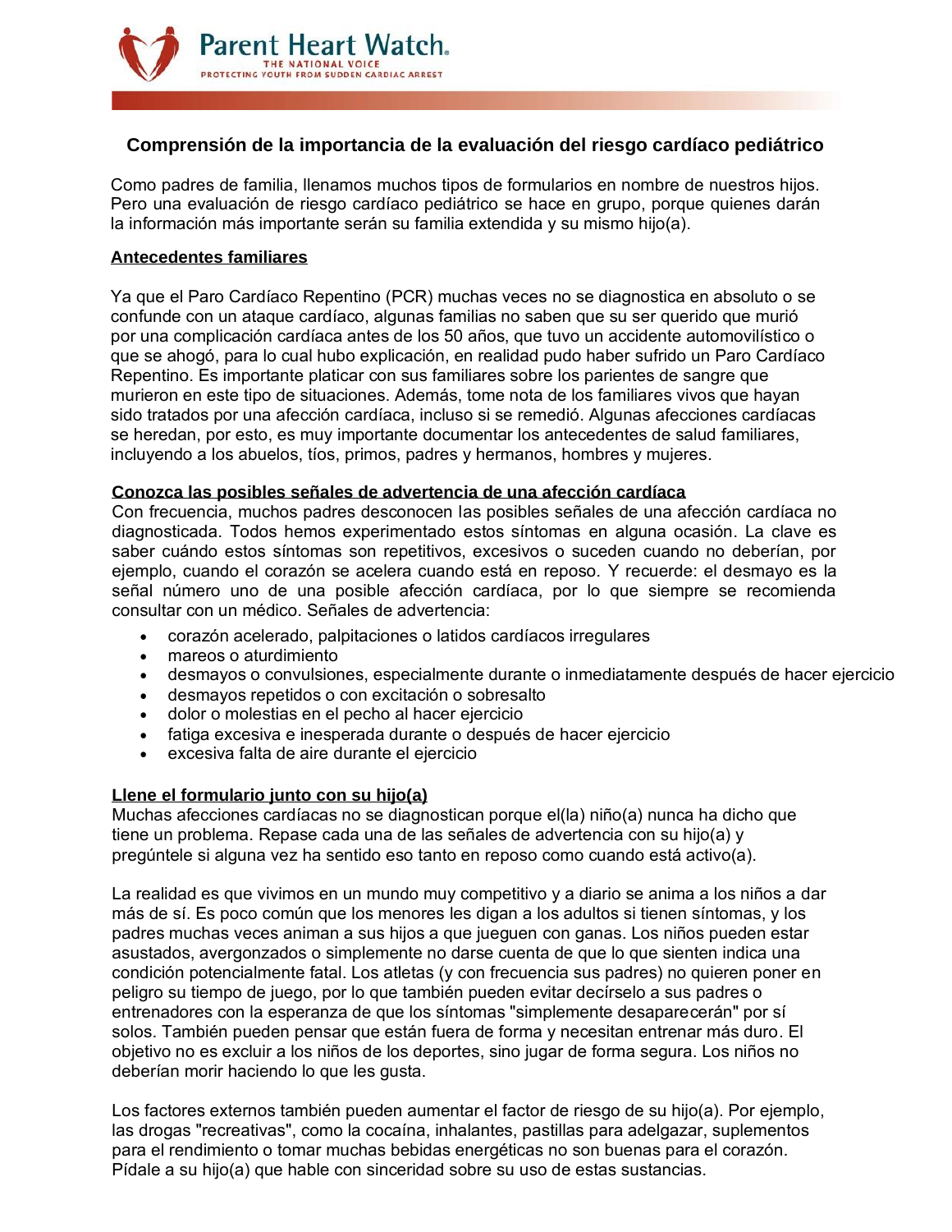## Comprensión de la importancia de la evaluación del riesgo cardíaco pediátrico

Como padres de familia, llenamos muchos tipos de formularios en nombre de nuestros hijos. Pero una evaluación de riesgo cardíaco pediátrico se hace en grupo, porque quienes darán la información más importante serán su familia extendida y su mismo hijo(a).

**Antecedentes familiares**

Ya que el Paro Cardíaco Repentino (PCR) muchas veces no se diagnostica en absoluto o se confunde con un ataque cardíaco, algunas familias no saben que su ser querido que murió por una complicación cardíaca antes de los 50 años, que tuvo un accidente automovilístico o que se ahogó, para lo cual hubo explicación, en realidad pudo haber sufrido un Paro Cardíaco Repentino. Es importante platicar con sus familiares sobre los parientes de sangre que murieron en este tipo de situaciones. Además, tome nota de los familiares vivos que hayan sido tratados por una afección cardíaca, incluso si se remedió. Algunas afecciones cardíacas se heredan, por esto, es muy importante documentar los antecedentes de salud familiares, incluyendo a los abuelos, tíos, primos, padres y hermanos, hombres y mujeres.

**Conozca las posibles señales de advertencia de una afección cardíaca**

Con frecuencia, muchos padres desconocen las posibles señales de una afección cardíaca no diagnosticada. Todos hemos experimentado estos síntomas en alguna ocasión. La clave es saber cuándo estos síntomas son repetitivos, excesivos o suceden cuando no deberían, por ejemplo, cuando el corazón se acelera cuando está en reposo. Y recuerde: el desmayo es la señal número uno de una posible afección cardíaca, por lo que siempre se recomienda consultar con un médico. Señales de advertencia:

- corazón acelerado, palpitaciones o latidos cardíacos irregulares
- mareos o aturdimiento
- desmayos o convulsiones, especialmente durante o inmediatamente después de hacer ejercicio
- desmayos repetidos o con excitación o sobresalto
- dolor o molestias en el pecho al hacer ejercicio
- fatiga excesiva e inesperada durante o después de hacer ejercicio
- excesiva falta de aire durante el ejercicio

**Llene el formulario junto con su hijo(a)**

Muchas afecciones cardíacas no se diagnostican porque el(la) niño(a) nunca ha dicho que tiene un problema. Repase cada una de las señales de advertencia con su hijo(a) y pregúntele si alguna vez ha sentido eso tanto en reposo como cuando está activo(a).

La realidad es que vivimos en un mundo muy competitivo y a diario se anima a los niños a dar más de sí. Es poco común que los menores les digan a los adultos si tienen síntomas, y los padres muchas veces animan a sus hijos a que jueguen con ganas. Los niños pueden estar asustados, avergonzados o simplemente no darse cuenta de que lo que sienten indica una condición potencialmente fatal. Los atletas (y con frecuencia sus padres) no quieren poner en peligro su tiempo de juego, por lo que también pueden evitar decírselo a sus padres o entrenadores con la esperanza de que los síntomas "simplemente desaparecerán" por sí solos. También pueden pensar que están fuera de forma y necesitan entrenar más duro. El objetivo no es excluir a los niños de los deportes, sino jugar de forma segura. Los niños no deberían morir haciendo lo que les gusta.

Los factores externos también pueden aumentar el factor de riesgo de su hijo(a). Por ejemplo, las drogas "recreativas", como la cocaína, inhalantes, pastillas para adelgazar, suplementos para el rendimiento o tomar muchas bebidas energéticas no son buenas para el corazón. Pídale a su hijo(a) que hable con sinceridad sobre su uso de estas sustancias.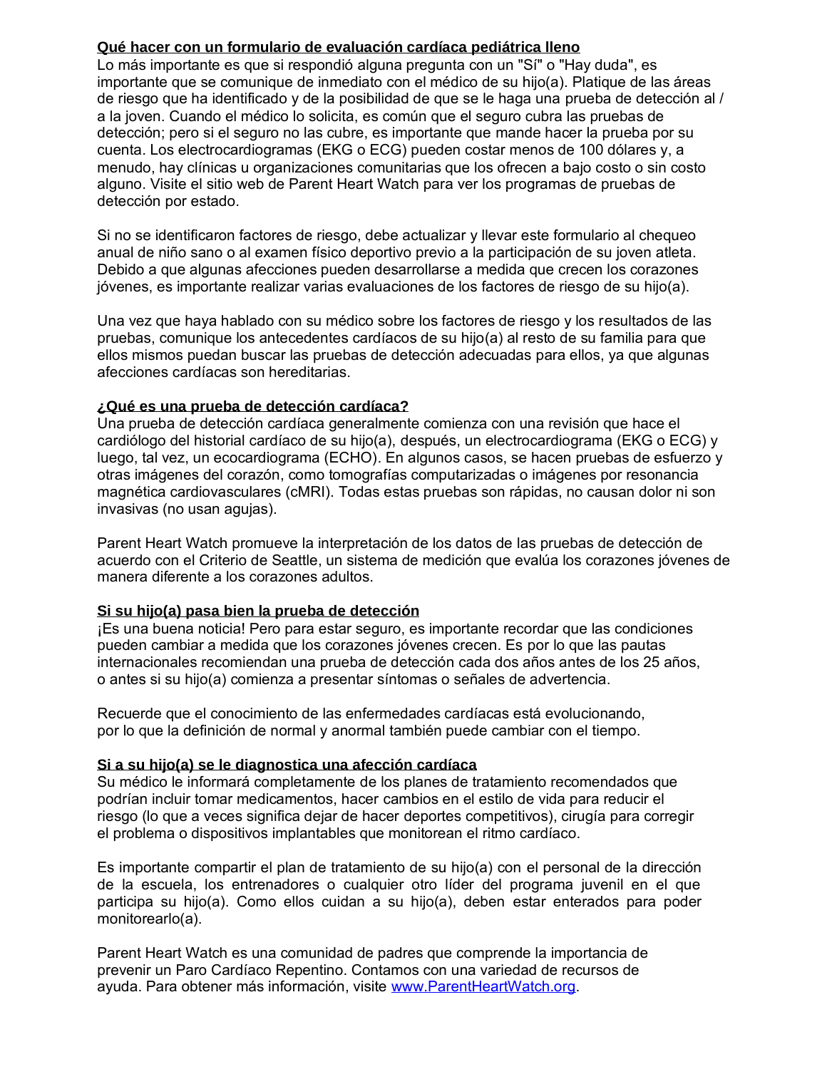**Qué hacer con un formulario de evaluación cardíaca pediátrica lleno**

Lo más importante es que si respondió alguna pregunta con un "Sí" o "Hay duda", es importante que se comunique de inmediato con el médico de su hijo(a). Platique de las áreas de riesgo que ha identificado y de la posibilidad de que se le haga una prueba de detección al / a la joven. Cuando el médico lo solicita, es común que el seguro cubra las pruebas de detección; pero si el seguro no las cubre, es importante que mande hacer la prueba por su cuenta. Los electrocardiogramas (EKG o ECG) pueden costar menos de 100 dólares y, a menudo, hay clínicas u organizaciones comunitarias que los ofrecen a bajo costo o sin costo alguno. Visite el sitio web de Parent Heart Watch para ver los programas de pruebas de detección por estado.

Si no se identificaron factores de riesgo, debe actualizar y llevar este formulario al chequeo anual de niño sano o al examen físico deportivo previo a la participación de su joven atleta. Debido a que algunas afecciones pueden desarrollarse a medida que crecen los corazones jóvenes, es importante realizar varias evaluaciones de los factores de riesgo de su hijo(a).

Una vez que haya hablado con su médico sobre los factores de riesgo y los resultados de las pruebas, comunique los antecedentes cardíacos de su hijo(a) al resto de su familia para que ellos mismos puedan buscar las pruebas de detección adecuadas para ellos, ya que algunas afecciones cardíacas son hereditarias.

**¿Qué es una prueba de detección cardíaca?**

Una prueba de detección cardíaca generalmente comienza con una revisión que hace el cardiólogo del historial cardíaco de su hijo(a), después, un electrocardiograma (EKG o ECG) y luego, tal vez, un ecocardiograma (ECHO). En algunos casos, se hacen pruebas de esfuerzo y otras imágenes del corazón, como tomografías computarizadas o imágenes por resonancia magnética cardiovasculares (cMRI). Todas estas pruebas son rápidas, no causan dolor ni son invasivas (no usan agujas).

Parent Heart Watch promueve la interpretación de los datos de las pruebas de detección de acuerdo con el Criterio de Seattle, un sistema de medición que evalúa los corazones jóvenes de manera diferente a los corazones adultos.

**Si su hijo(a) pasa bien la prueba de detección**

¡Es una buena noticia! Pero para estar seguro, es importante recordar que las condiciones pueden cambiar a medida que los corazones jóvenes crecen. Es por lo que las pautas internacionales recomiendan una prueba de detección cada dos años antes de los 25 años, o antes si su hijo(a) comienza a presentar síntomas o señales de advertencia.

Recuerde que el conocimiento de las enfermedades cardíacas está evolucionando, por lo que la definición de normal y anormal también puede cambiar con el tiempo.

**Si a su hijo(a) se le diagnostica una afección cardíaca**

Su médico le informará completamente de los planes de tratamiento recomendados que podrían incluir tomar medicamentos, hacer cambios en el estilo de vida para reducir el riesgo (lo que a veces significa dejar de hacer deportes competitivos), cirugía para corregir el problema o dispositivos implantables que monitorean el ritmo cardíaco.

Es importante compartir el plan de tratamiento de su hijo(a) con el personal de la dirección de la escuela, los entrenadores o cualquier otro líder del programa juvenil en el que participa su hijo(a). Como ellos cuidan a su hijo(a), deben estar enterados para poder monitorearlo(a).

Parent Heart Watch es una comunidad de padres que comprende la importancia de prevenir un Paro Cardíaco Repentino. Contamos con una variedad de recursos de ayuda. Para obtener más información, visite www.ParentHeartWatch.org.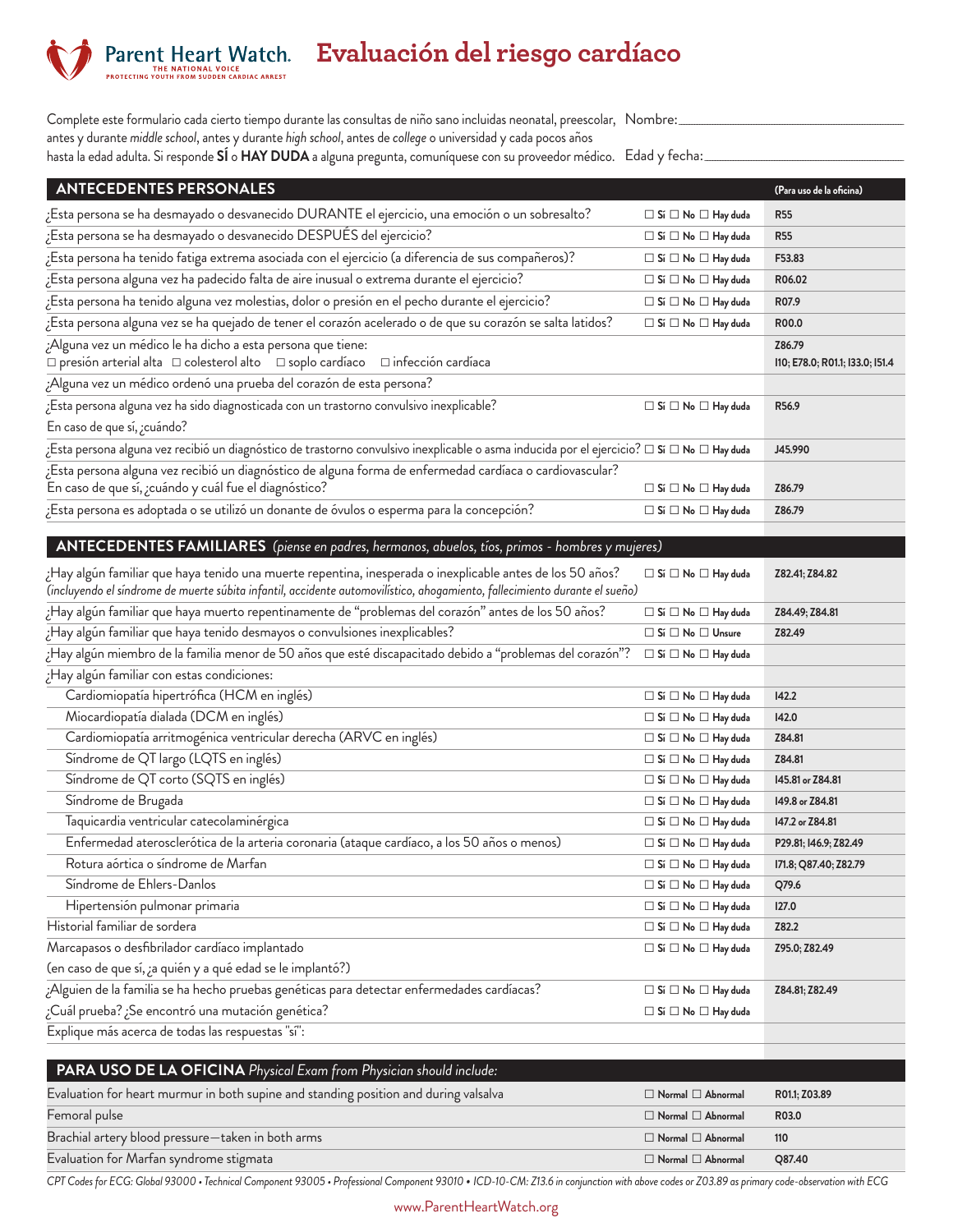Parent Heart Watch. THE NATIONAL VOICE PROTECTING YOUTH FROM SUDDEN CARDIAC ARREST

# Evaluación del riesgo cardíaco

Complete este formulario cada cierto tiempo durante las consultas de niño sano incluidas neonatal, preescolar, antes y durante *middle school*, antes y durante *high school*, antes de *college* o universidad y cada pocos años hasta la edad adulta. Si responde **SÍ** o **HAY DUDA** a alguna pregunta, comuníquese con su proveedor médico.

Nombre: ____________________

Edad y fecha: ____________________

| ANTECEDENTES PERSONALES | | (Para uso de la oficina) |
|---|---|---|
| ¿Esta persona se ha desmayado o desvanecido DURANTE el ejercicio, una emoción o un sobresalto? | ☐ Sí ☐ No ☐ Hay duda | R55 |
| ¿Esta persona se ha desmayado o desvanecido DESPUÉS del ejercicio? | ☐ Sí ☐ No ☐ Hay duda | R55 |
| ¿Esta persona ha tenido fatiga extrema asociada con el ejercicio (a diferencia de sus compañeros)? | ☐ Sí ☐ No ☐ Hay duda | F53.83 |
| ¿Esta persona alguna vez ha padecido falta de aire inusual o extrema durante el ejercicio? | ☐ Sí ☐ No ☐ Hay duda | R06.02 |
| ¿Esta persona ha tenido alguna vez molestias, dolor o presión en el pecho durante el ejercicio? | ☐ Sí ☐ No ☐ Hay duda | R07.9 |
| ¿Esta persona alguna vez se ha quejado de tener el corazón acelerado o de que su corazón se salta latidos? | ☐ Sí ☐ No ☐ Hay duda | R00.0 |
| ¿Alguna vez un médico le ha dicho a esta persona que tiene:<br>☐ presión arterial alta ☐ colesterol alto ☐ soplo cardíaco ☐ infección cardíaca | | Z86.79<br>I10; E78.0; R01.1; I33.0; I51.4 |
| ¿Alguna vez un médico ordenó una prueba del corazón de esta persona? | | |
| ¿Esta persona alguna vez ha sido diagnosticada con un trastorno convulsivo inexplicable?<br>En caso de que sí, ¿cuándo? | ☐ Sí ☐ No ☐ Hay duda | R56.9 |
| ¿Esta persona alguna vez recibió un diagnóstico de trastorno convulsivo inexplicable o asma inducida por el ejercicio? | ☐ Sí ☐ No ☐ Hay duda | J45.990 |
| ¿Esta persona alguna vez recibió un diagnóstico de alguna forma de enfermedad cardíaca o cardiovascular?<br>En caso de que sí, ¿cuándo y cuál fue el diagnóstico? | ☐ Sí ☐ No ☐ Hay duda | Z86.79 |
| ¿Esta persona es adoptada o se utilizó un donante de óvulos o esperma para la concepción? | ☐ Sí ☐ No ☐ Hay duda | Z86.79 |

| ANTECEDENTES FAMILIARES *(piense en padres, hermanos, abuelos, tíos, primos - hombres y mujeres)* | | |
|---|---|---|
| ¿Hay algún familiar que haya tenido una muerte repentina, inesperada o inexplicable antes de los 50 años?<br>*(incluyendo el síndrome de muerte súbita infantil, accidente automovilístico, ahogamiento, fallecimiento durante el sueño)* | ☐ Sí ☐ No ☐ Hay duda | Z82.41; Z84.82 |
| ¿Hay algún familiar que haya muerto repentinamente de "problemas del corazón" antes de los 50 años? | ☐ Sí ☐ No ☐ Hay duda | Z84.49; Z84.81 |
| ¿Hay algún familiar que haya tenido desmayos o convulsiones inexplicables? | ☐ Sí ☐ No ☐ Unsure | Z82.49 |
| ¿Hay algún miembro de la familia menor de 50 años que esté discapacitado debido a "problemas del corazón"? | ☐ Sí ☐ No ☐ Hay duda | |
| ¿Hay algún familiar con estas condiciones: | | |
| Cardiomiopatía hipertrófica (HCM en inglés) | ☐ Sí ☐ No ☐ Hay duda | I42.2 |
| Miocardiopatía dialada (DCM en inglés) | ☐ Sí ☐ No ☐ Hay duda | I42.0 |
| Cardiomiopatía arritmogénica ventricular derecha (ARVC en inglés) | ☐ Sí ☐ No ☐ Hay duda | Z84.81 |
| Síndrome de QT largo (LQTS en inglés) | ☐ Sí ☐ No ☐ Hay duda | Z84.81 |
| Síndrome de QT corto (SQTS en inglés) | ☐ Sí ☐ No ☐ Hay duda | I45.81 or Z84.81 |
| Síndrome de Brugada | ☐ Sí ☐ No ☐ Hay duda | I49.8 or Z84.81 |
| Taquicardia ventricular catecolaminérgica | ☐ Sí ☐ No ☐ Hay duda | I47.2 or Z84.81 |
| Enfermedad aterosclerótica de la arteria coronaria (ataque cardíaco, a los 50 años o menos) | ☐ Sí ☐ No ☐ Hay duda | P29.81; I46.9; Z82.49 |
| Rotura aórtica o síndrome de Marfan | ☐ Sí ☐ No ☐ Hay duda | I71.8; Q87.40; Z82.79 |
| Síndrome de Ehlers-Danlos | ☐ Sí ☐ No ☐ Hay duda | Q79.6 |
| Hipertensión pulmonar primaria | ☐ Sí ☐ No ☐ Hay duda | I27.0 |
| Historial familiar de sordera | ☐ Sí ☐ No ☐ Hay duda | Z82.2 |
| Marcapasos o desfibrilador cardíaco implantado<br>(en caso de que sí, ¿a quién y a qué edad se le implantó?) | ☐ Sí ☐ No ☐ Hay duda | Z95.0; Z82.49 |
| ¿Alguien de la familia se ha hecho pruebas genéticas para detectar enfermedades cardíacas? | ☐ Sí ☐ No ☐ Hay duda | Z84.81; Z82.49 |
| ¿Cuál prueba? ¿Se encontró una mutación genética? | ☐ Sí ☐ No ☐ Hay duda | |
| Explique más acerca de todas las respuestas "sí": | | |

| PARA USO DE LA OFICINA *Physical Exam from Physician should include:* | | |
|---|---|---|
| Evaluation for heart murmur in both supine and standing position and during valsalva | ☐ Normal ☐ Abnormal | R01.1; Z03.89 |
| Femoral pulse | ☐ Normal ☐ Abnormal | R03.0 |
| Brachial artery blood pressure—taken in both arms | ☐ Normal ☐ Abnormal | 110 |
| Evaluation for Marfan syndrome stigmata | ☐ Normal ☐ Abnormal | Q87.40 |

*CPT Codes for ECG: Global 93000 • Technical Component 93005 • Professional Component 93010 • ICD-10-CM: Z13.6 in conjunction with above codes or Z03.89 as primary code-observation with ECG*

www.ParentHeartWatch.org